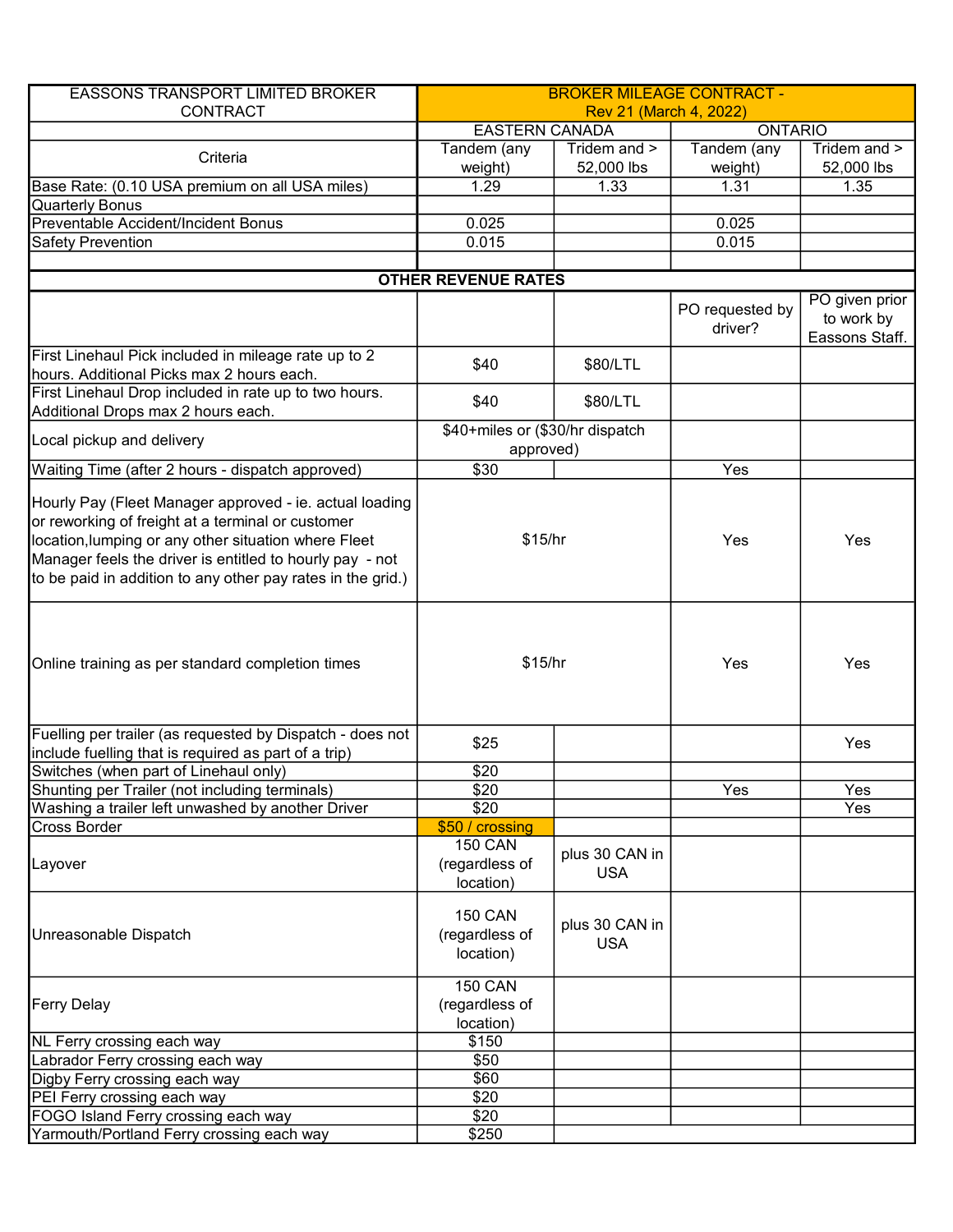| EASSONS TRANSPORT LIMITED BROKER CONTRACT | BROKER MILEAGE CONTRACT - Rev 21 (March 4, 2022) | | | |
|---|---|---|---|---|
| | EASTERN CANADA | | ONTARIO | |
| Criteria | Tandem (any weight) | Tridem and > 52,000 lbs | Tandem (any weight) | Tridem and > 52,000 lbs |
| Base Rate: (0.10 USA premium on all USA miles) | 1.29 | 1.33 | 1.31 | 1.35 |
| Quarterly Bonus | | | | |
| Preventable Accident/Incident Bonus | 0.025 | | 0.025 | |
| Safety Prevention | 0.015 | | 0.015 | |
| | | | | |
| **OTHER REVENUE RATES** | | | | |
| | | | PO requested by driver? | PO given prior to work by Eassons Staff. |
| First Linehaul Pick included in mileage rate up to 2 hours. Additional Picks max 2 hours each. | $40 | $80/LTL | | |
| First Linehaul Drop included in rate up to two hours. Additional Drops max 2 hours each. | $40 | $80/LTL | | |
| Local pickup and delivery | $40+miles or ($30/hr dispatch approved) | | | |
| Waiting Time (after 2 hours - dispatch approved) | $30 | | Yes | |
| Hourly Pay (Fleet Manager approved - ie. actual loading or reworking of freight at a terminal or customer location,lumping or any other situation where Fleet Manager feels the driver is entitled to hourly pay - not to be paid in addition to any other pay rates in the grid.) | $15/hr | | Yes | Yes |
| Online training as per standard completion times | $15/hr | | Yes | Yes |
| Fuelling per trailer (as requested by Dispatch - does not include fuelling that is required as part of a trip) | $25 | | | Yes |
| Switches (when part of Linehaul only) | $20 | | | |
| Shunting per Trailer (not including terminals) | $20 | | Yes | Yes |
| Washing a trailer left unwashed by another Driver | $20 | | | Yes |
| Cross Border | $50 / crossing | | | |
| Layover | 150 CAN (regardless of location) | plus 30 CAN in USA | | |
| Unreasonable Dispatch | 150 CAN (regardless of location) | plus 30 CAN in USA | | |
| Ferry Delay | 150 CAN (regardless of location) | | | |
| NL Ferry crossing each way | $150 | | | |
| Labrador Ferry crossing each way | $50 | | | |
| Digby Ferry crossing each way | $60 | | | |
| PEI Ferry crossing each way | $20 | | | |
| FOGO Island Ferry crossing each way | $20 | | | |
| Yarmouth/Portland Ferry crossing each way | $250 | | | |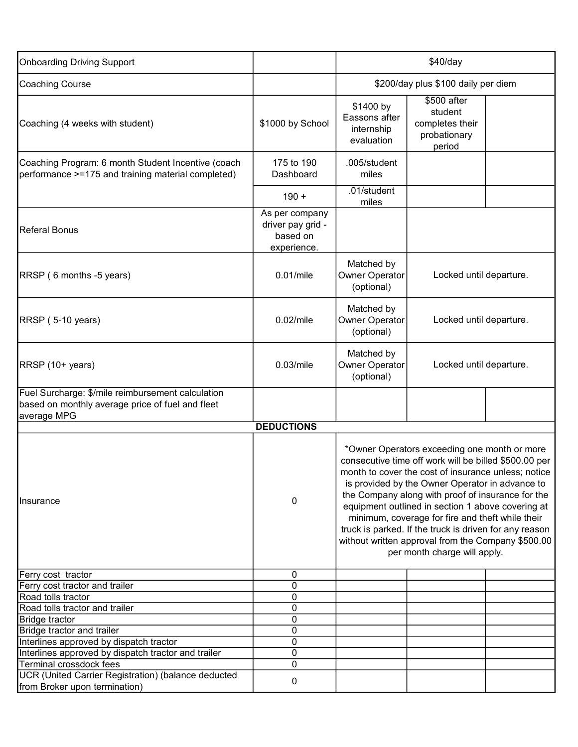| | | | | |
|---|---|---|---|---|
| Onboarding Driving Support | | $40/day | | |
| Coaching Course | | $200/day plus $100 daily per diem | | |
| Coaching (4 weeks with student) | $1000 by School | $1400 by Eassons after internship evaluation | $500 after student completes their probationary period | |
| Coaching Program: 6 month Student Incentive (coach performance >=175 and training material completed) | 175 to 190 Dashboard | .005/student miles | | |
| | 190 + | .01/student miles | | |
| Referal Bonus | As per company driver pay grid - based on experience. | | | |
| RRSP ( 6 months -5 years) | 0.01/mile | Matched by Owner Operator (optional) | Locked until departure. | |
| RRSP ( 5-10 years) | 0.02/mile | Matched by Owner Operator (optional) | Locked until departure. | |
| RRSP (10+ years) | 0.03/mile | Matched by Owner Operator (optional) | Locked until departure. | |
| Fuel Surcharge: $/mile reimbursement calculation based on monthly average price of fuel and fleet average MPG | | | | |
| **DEDUCTIONS** | | | | |
| Insurance | 0 | *Owner Operators exceeding one month or more consecutive time off work will be billed $500.00 per month to cover the cost of insurance unless; notice is provided by the Owner Operator in advance to the Company along with proof of insurance for the equipment outlined in section 1 above covering at minimum, coverage for fire and theft while their truck is parked. If the truck is driven for any reason without written approval from the Company $500.00 per month charge will apply. | | |
| Ferry cost tractor | 0 | | | |
| Ferry cost tractor and trailer | 0 | | | |
| Road tolls tractor | 0 | | | |
| Road tolls tractor and trailer | 0 | | | |
| Bridge tractor | 0 | | | |
| Bridge tractor and trailer | 0 | | | |
| Interlines approved by dispatch tractor | 0 | | | |
| Interlines approved by dispatch tractor and trailer | 0 | | | |
| Terminal crossdock fees | 0 | | | |
| UCR (United Carrier Registration) (balance deducted from Broker upon termination) | 0 | | | |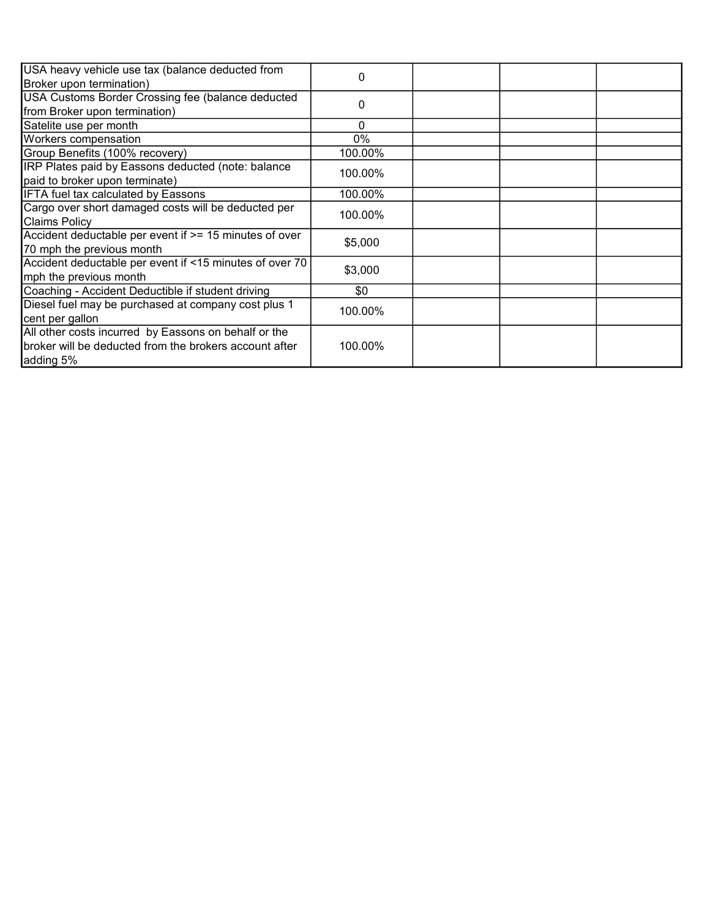| | | | | |
|---|---|---|---|---|
| USA heavy vehicle use tax (balance deducted from Broker upon termination) | 0 | | | |
| USA Customs Border Crossing fee (balance deducted from Broker upon termination) | 0 | | | |
| Satelite use per month | 0 | | | |
| Workers compensation | 0% | | | |
| Group Benefits (100% recovery) | 100.00% | | | |
| IRP Plates paid by Eassons deducted (note: balance paid to broker upon terminate) | 100.00% | | | |
| IFTA fuel tax calculated by Eassons | 100.00% | | | |
| Cargo over short damaged costs will be deducted per Claims Policy | 100.00% | | | |
| Accident deductable per event if >= 15 minutes of over 70 mph the previous month | $5,000 | | | |
| Accident deductable per event if <15 minutes of over 70 mph the previous month | $3,000 | | | |
| Coaching - Accident Deductible if student driving | $0 | | | |
| Diesel fuel may be purchased at company cost plus 1 cent per gallon | 100.00% | | | |
| All other costs incurred by Eassons on behalf or the broker will be deducted from the brokers account after adding 5% | 100.00% | | | |